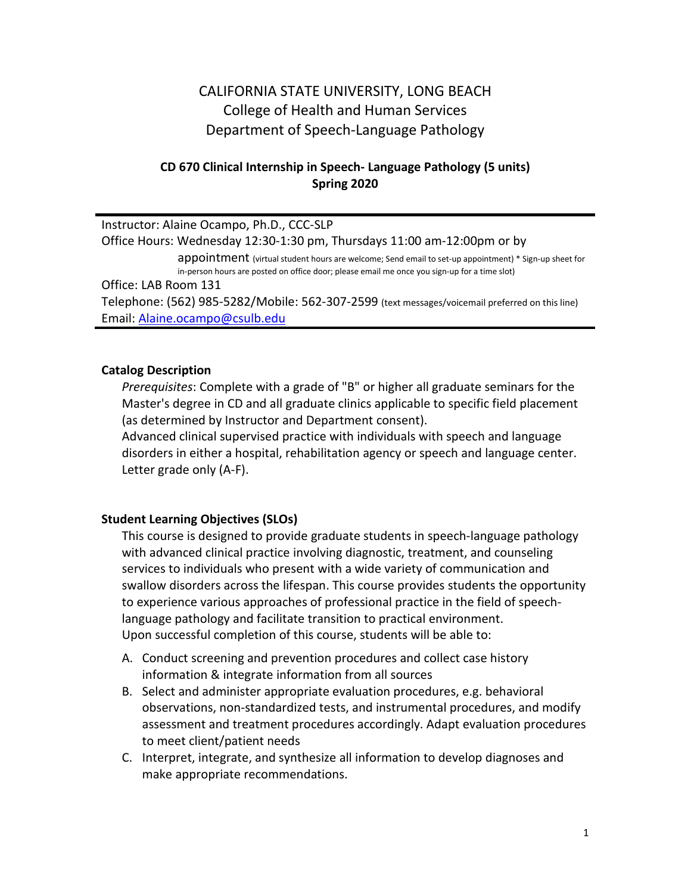# CALIFORNIA STATE UNIVERSITY, LONG BEACH
## College of Health and Human Services
## Department of Speech-Language Pathology

**CD 670 Clinical Internship in Speech- Language Pathology (5 units)**
**Spring 2020**

Instructor: Alaine Ocampo, Ph.D., CCC-SLP
Office Hours: Wednesday 12:30-1:30 pm, Thursdays 11:00 am-12:00pm or by appointment (virtual student hours are welcome; Send email to set-up appointment) * Sign-up sheet for in-person hours are posted on office door; please email me once you sign-up for a time slot)
Office: LAB Room 131
Telephone: (562) 985-5282/Mobile: 562-307-2599 (text messages/voicemail preferred on this line)
Email: Alaine.ocampo@csulb.edu

### Catalog Description

*Prerequisites*: Complete with a grade of "B" or higher all graduate seminars for the Master's degree in CD and all graduate clinics applicable to specific field placement (as determined by Instructor and Department consent).
Advanced clinical supervised practice with individuals with speech and language disorders in either a hospital, rehabilitation agency or speech and language center. Letter grade only (A-F).

### Student Learning Objectives (SLOs)

This course is designed to provide graduate students in speech-language pathology with advanced clinical practice involving diagnostic, treatment, and counseling services to individuals who present with a wide variety of communication and swallow disorders across the lifespan. This course provides students the opportunity to experience various approaches of professional practice in the field of speech-language pathology and facilitate transition to practical environment.
Upon successful completion of this course, students will be able to:

A. Conduct screening and prevention procedures and collect case history information & integrate information from all sources
B. Select and administer appropriate evaluation procedures, e.g. behavioral observations, non-standardized tests, and instrumental procedures, and modify assessment and treatment procedures accordingly. Adapt evaluation procedures to meet client/patient needs
C. Interpret, integrate, and synthesize all information to develop diagnoses and make appropriate recommendations.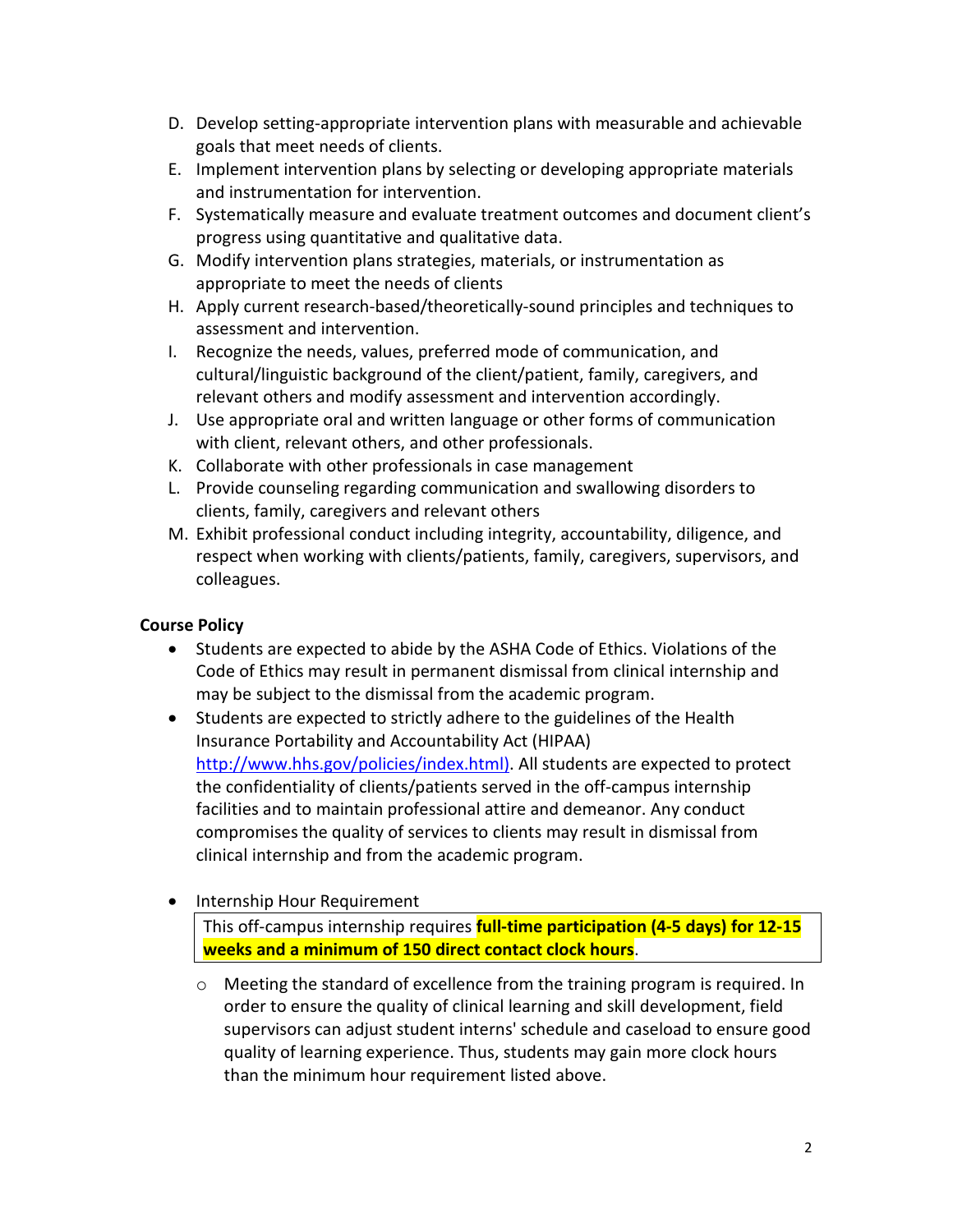D. Develop setting-appropriate intervention plans with measurable and achievable goals that meet needs of clients.
E. Implement intervention plans by selecting or developing appropriate materials and instrumentation for intervention.
F. Systematically measure and evaluate treatment outcomes and document client's progress using quantitative and qualitative data.
G. Modify intervention plans strategies, materials, or instrumentation as appropriate to meet the needs of clients
H. Apply current research-based/theoretically-sound principles and techniques to assessment and intervention.
I. Recognize the needs, values, preferred mode of communication, and cultural/linguistic background of the client/patient, family, caregivers, and relevant others and modify assessment and intervention accordingly.
J. Use appropriate oral and written language or other forms of communication with client, relevant others, and other professionals.
K. Collaborate with other professionals in case management
L. Provide counseling regarding communication and swallowing disorders to clients, family, caregivers and relevant others
M. Exhibit professional conduct including integrity, accountability, diligence, and respect when working with clients/patients, family, caregivers, supervisors, and colleagues.

**Course Policy**

- Students are expected to abide by the ASHA Code of Ethics. Violations of the Code of Ethics may result in permanent dismissal from clinical internship and may be subject to the dismissal from the academic program.
- Students are expected to strictly adhere to the guidelines of the Health Insurance Portability and Accountability Act (HIPAA) http://www.hhs.gov/policies/index.html). All students are expected to protect the confidentiality of clients/patients served in the off-campus internship facilities and to maintain professional attire and demeanor. Any conduct compromises the quality of services to clients may result in dismissal from clinical internship and from the academic program.
- Internship Hour Requirement

  This off-campus internship requires **full-time participation (4-5 days) for 12-15 weeks and a minimum of 150 direct contact clock hours**.

  - Meeting the standard of excellence from the training program is required. In order to ensure the quality of clinical learning and skill development, field supervisors can adjust student interns' schedule and caseload to ensure good quality of learning experience. Thus, students may gain more clock hours than the minimum hour requirement listed above.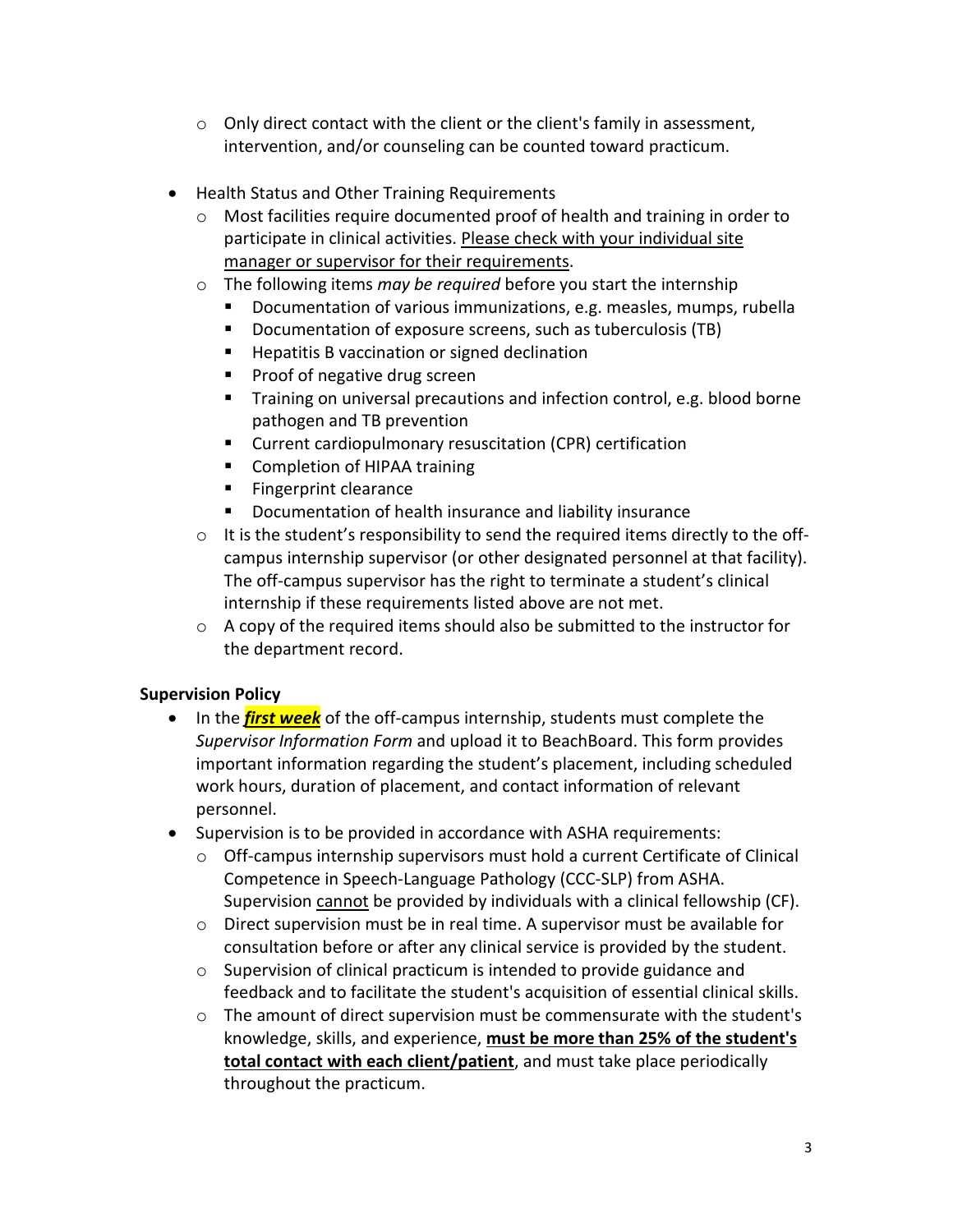- Only direct contact with the client or the client's family in assessment, intervention, and/or counseling can be counted toward practicum.

- Health Status and Other Training Requirements
  - Most facilities require documented proof of health and training in order to participate in clinical activities. <u>Please check with your individual site manager or supervisor for their requirements</u>.
  - The following items *may be required* before you start the internship
    - Documentation of various immunizations, e.g. measles, mumps, rubella
    - Documentation of exposure screens, such as tuberculosis (TB)
    - Hepatitis B vaccination or signed declination
    - Proof of negative drug screen
    - Training on universal precautions and infection control, e.g. blood borne pathogen and TB prevention
    - Current cardiopulmonary resuscitation (CPR) certification
    - Completion of HIPAA training
    - Fingerprint clearance
    - Documentation of health insurance and liability insurance
  - It is the student's responsibility to send the required items directly to the off-campus internship supervisor (or other designated personnel at that facility). The off-campus supervisor has the right to terminate a student's clinical internship if these requirements listed above are not met.
  - A copy of the required items should also be submitted to the instructor for the department record.

**Supervision Policy**

- In the ***<u>first week</u>*** of the off-campus internship, students must complete the *Supervisor Information Form* and upload it to BeachBoard. This form provides important information regarding the student's placement, including scheduled work hours, duration of placement, and contact information of relevant personnel.
- Supervision is to be provided in accordance with ASHA requirements:
  - Off-campus internship supervisors must hold a current Certificate of Clinical Competence in Speech-Language Pathology (CCC-SLP) from ASHA. Supervision <u>cannot</u> be provided by individuals with a clinical fellowship (CF).
  - Direct supervision must be in real time. A supervisor must be available for consultation before or after any clinical service is provided by the student.
  - Supervision of clinical practicum is intended to provide guidance and feedback and to facilitate the student's acquisition of essential clinical skills.
  - The amount of direct supervision must be commensurate with the student's knowledge, skills, and experience, **<u>must be more than 25% of the student's total contact with each client/patient</u>**, and must take place periodically throughout the practicum.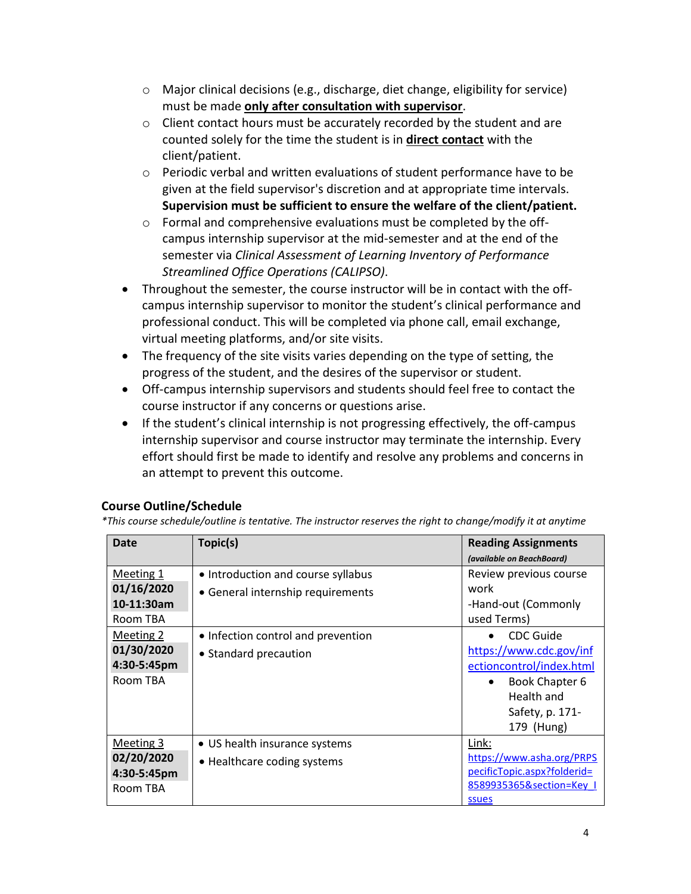- Major clinical decisions (e.g., discharge, diet change, eligibility for service) must be made **only after consultation with supervisor**.
    - Client contact hours must be accurately recorded by the student and are counted solely for the time the student is in **direct contact** with the client/patient.
    - Periodic verbal and written evaluations of student performance have to be given at the field supervisor's discretion and at appropriate time intervals. **Supervision must be sufficient to ensure the welfare of the client/patient.**
    - Formal and comprehensive evaluations must be completed by the off-campus internship supervisor at the mid-semester and at the end of the semester via *Clinical Assessment of Learning Inventory of Performance Streamlined Office Operations (CALIPSO)*.
- Throughout the semester, the course instructor will be in contact with the off-campus internship supervisor to monitor the student's clinical performance and professional conduct. This will be completed via phone call, email exchange, virtual meeting platforms, and/or site visits.
- The frequency of the site visits varies depending on the type of setting, the progress of the student, and the desires of the supervisor or student.
- Off-campus internship supervisors and students should feel free to contact the course instructor if any concerns or questions arise.
- If the student's clinical internship is not progressing effectively, the off-campus internship supervisor and course instructor may terminate the internship. Every effort should first be made to identify and resolve any problems and concerns in an attempt to prevent this outcome.

### Course Outline/Schedule

*\*This course schedule/outline is tentative. The instructor reserves the right to change/modify it at anytime*

| Date | Topic(s) | Reading Assignments *(available on BeachBoard)* |
|---|---|---|
| Meeting 1<br>**01/16/2020**<br>**10-11:30am**<br>Room TBA | • Introduction and course syllabus<br>• General internship requirements | Review previous course work<br>-Hand-out (Commonly used Terms) |
| Meeting 2<br>**01/30/2020**<br>**4:30-5:45pm**<br>Room TBA | • Infection control and prevention<br>• Standard precaution | • CDC Guide https://www.cdc.gov/infectioncontrol/index.html<br>• Book Chapter 6 Health and Safety, p. 171-179 (Hung) |
| Meeting 3<br>**02/20/2020**<br>**4:30-5:45pm**<br>Room TBA | • US health insurance systems<br>• Healthcare coding systems | Link:<br>https://www.asha.org/PRPSpecificTopic.aspx?folderid=8589935365&section=Key_Issues |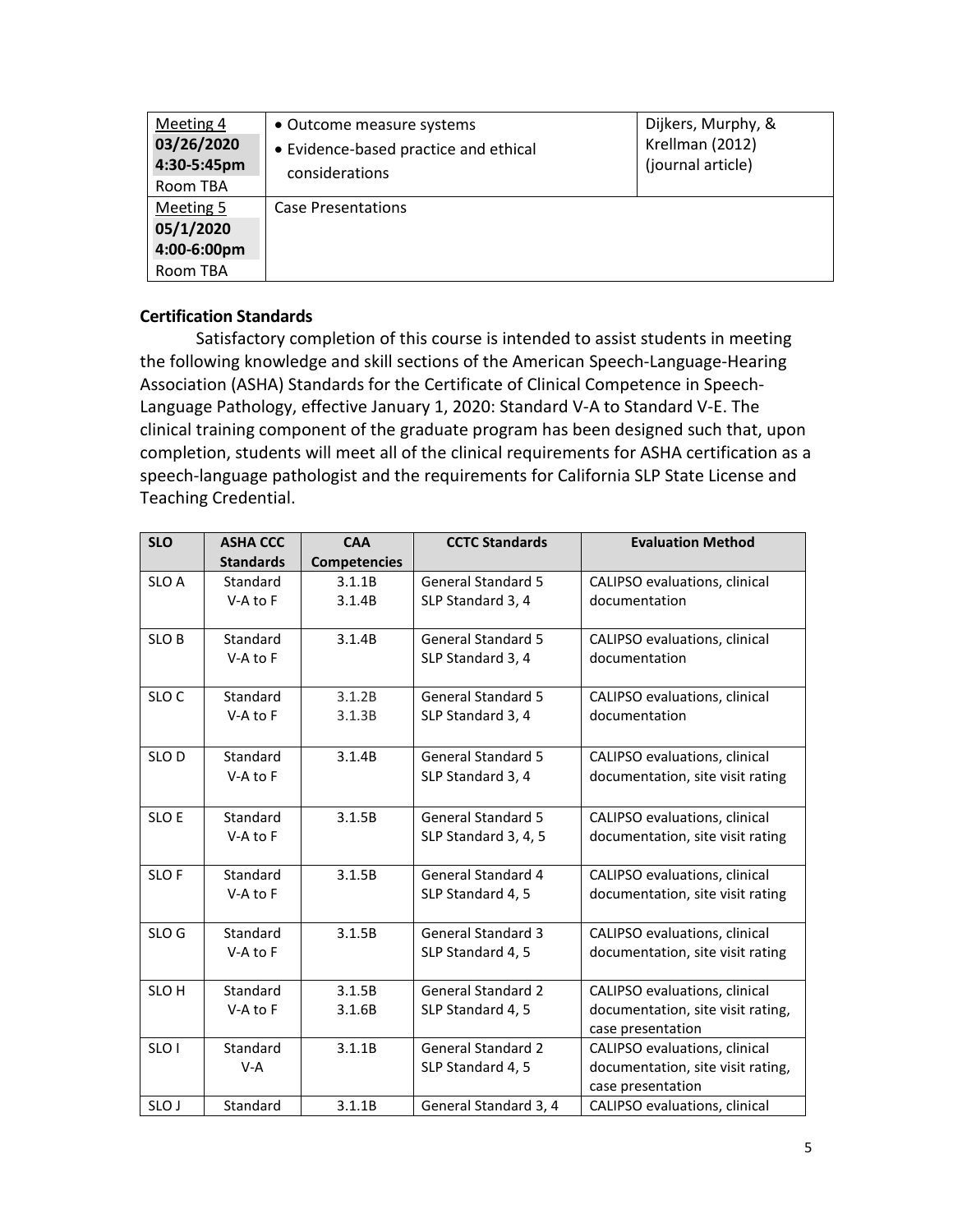| | | |
|---|---|---|
| Meeting 4<br>**03/26/2020**<br>**4:30-5:45pm**<br>Room TBA | • Outcome measure systems<br>• Evidence-based practice and ethical considerations | Dijkers, Murphy, & Krellman (2012) (journal article) |
| Meeting 5<br>**05/1/2020**<br>**4:00-6:00pm**<br>Room TBA | Case Presentations | |

### Certification Standards

Satisfactory completion of this course is intended to assist students in meeting the following knowledge and skill sections of the American Speech-Language-Hearing Association (ASHA) Standards for the Certificate of Clinical Competence in Speech-Language Pathology, effective January 1, 2020: Standard V-A to Standard V-E. The clinical training component of the graduate program has been designed such that, upon completion, students will meet all of the clinical requirements for ASHA certification as a speech-language pathologist and the requirements for California SLP State License and Teaching Credential.

| SLO | ASHA CCC Standards | CAA Competencies | CCTC Standards | Evaluation Method |
|---|---|---|---|---|
| SLO A | Standard V-A to F | 3.1.1B<br>3.1.4B | General Standard 5<br>SLP Standard 3, 4 | CALIPSO evaluations, clinical documentation |
| SLO B | Standard V-A to F | 3.1.4B | General Standard 5<br>SLP Standard 3, 4 | CALIPSO evaluations, clinical documentation |
| SLO C | Standard V-A to F | 3.1.2B<br>3.1.3B | General Standard 5<br>SLP Standard 3, 4 | CALIPSO evaluations, clinical documentation |
| SLO D | Standard V-A to F | 3.1.4B | General Standard 5<br>SLP Standard 3, 4 | CALIPSO evaluations, clinical documentation, site visit rating |
| SLO E | Standard V-A to F | 3.1.5B | General Standard 5<br>SLP Standard 3, 4, 5 | CALIPSO evaluations, clinical documentation, site visit rating |
| SLO F | Standard V-A to F | 3.1.5B | General Standard 4<br>SLP Standard 4, 5 | CALIPSO evaluations, clinical documentation, site visit rating |
| SLO G | Standard V-A to F | 3.1.5B | General Standard 3<br>SLP Standard 4, 5 | CALIPSO evaluations, clinical documentation, site visit rating |
| SLO H | Standard V-A to F | 3.1.5B<br>3.1.6B | General Standard 2<br>SLP Standard 4, 5 | CALIPSO evaluations, clinical documentation, site visit rating, case presentation |
| SLO I | Standard V-A | 3.1.1B | General Standard 2<br>SLP Standard 4, 5 | CALIPSO evaluations, clinical documentation, site visit rating, case presentation |
| SLO J | Standard | 3.1.1B | General Standard 3, 4 | CALIPSO evaluations, clinical |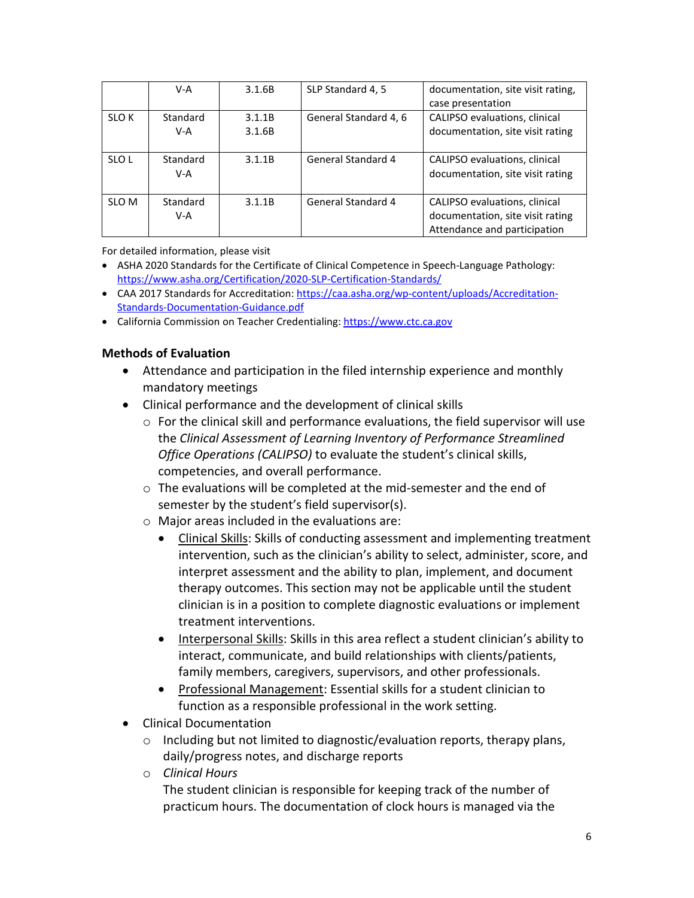| | | | | |
|---|---|---|---|---|
| | V-A | 3.1.6B | SLP Standard 4, 5 | documentation, site visit rating, case presentation |
| SLO K | Standard V-A | 3.1.1B 3.1.6B | General Standard 4, 6 | CALIPSO evaluations, clinical documentation, site visit rating |
| SLO L | Standard V-A | 3.1.1B | General Standard 4 | CALIPSO evaluations, clinical documentation, site visit rating |
| SLO M | Standard V-A | 3.1.1B | General Standard 4 | CALIPSO evaluations, clinical documentation, site visit rating Attendance and participation |

For detailed information, please visit

- ASHA 2020 Standards for the Certificate of Clinical Competence in Speech-Language Pathology: https://www.asha.org/Certification/2020-SLP-Certification-Standards/
- CAA 2017 Standards for Accreditation: https://caa.asha.org/wp-content/uploads/Accreditation-Standards-Documentation-Guidance.pdf
- California Commission on Teacher Credentialing: https://www.ctc.ca.gov

### Methods of Evaluation

- Attendance and participation in the filed internship experience and monthly mandatory meetings
- Clinical performance and the development of clinical skills
  - For the clinical skill and performance evaluations, the field supervisor will use the *Clinical Assessment of Learning Inventory of Performance Streamlined Office Operations (CALIPSO)* to evaluate the student's clinical skills, competencies, and overall performance.
  - The evaluations will be completed at the mid-semester and the end of semester by the student's field supervisor(s).
  - Major areas included in the evaluations are:
    - Clinical Skills: Skills of conducting assessment and implementing treatment intervention, such as the clinician's ability to select, administer, score, and interpret assessment and the ability to plan, implement, and document therapy outcomes. This section may not be applicable until the student clinician is in a position to complete diagnostic evaluations or implement treatment interventions.
    - Interpersonal Skills: Skills in this area reflect a student clinician's ability to interact, communicate, and build relationships with clients/patients, family members, caregivers, supervisors, and other professionals.
    - Professional Management: Essential skills for a student clinician to function as a responsible professional in the work setting.
- Clinical Documentation
  - Including but not limited to diagnostic/evaluation reports, therapy plans, daily/progress notes, and discharge reports
  - *Clinical Hours*
    The student clinician is responsible for keeping track of the number of practicum hours. The documentation of clock hours is managed via the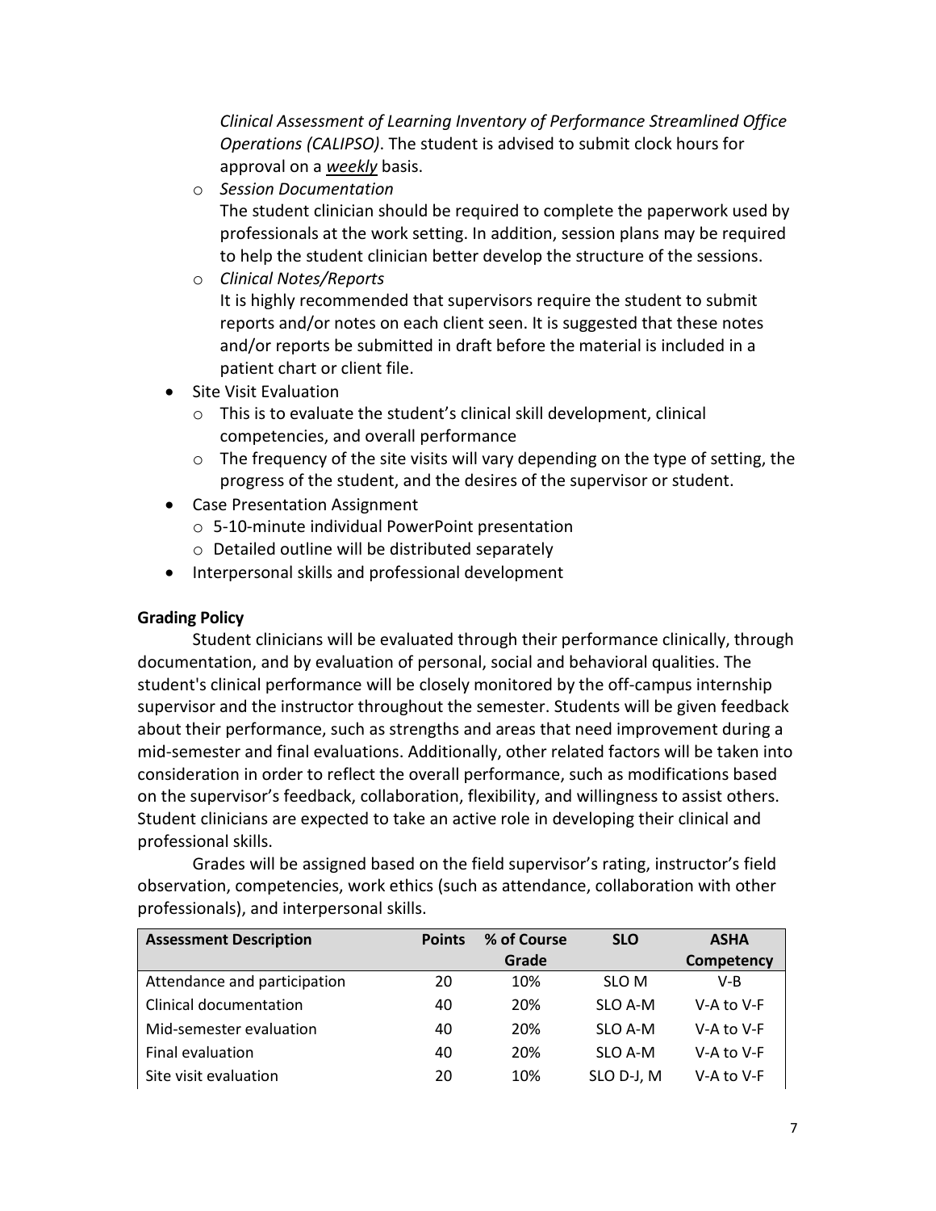*Clinical Assessment of Learning Inventory of Performance Streamlined Office Operations (CALIPSO)*. The student is advised to submit clock hours for approval on a ***weekly*** basis.

  - *Session Documentation*
    The student clinician should be required to complete the paperwork used by professionals at the work setting. In addition, session plans may be required to help the student clinician better develop the structure of the sessions.
  - *Clinical Notes/Reports*
    It is highly recommended that supervisors require the student to submit reports and/or notes on each client seen. It is suggested that these notes and/or reports be submitted in draft before the material is included in a patient chart or client file.
- Site Visit Evaluation
  - This is to evaluate the student's clinical skill development, clinical competencies, and overall performance
  - The frequency of the site visits will vary depending on the type of setting, the progress of the student, and the desires of the supervisor or student.
- Case Presentation Assignment
  - 5-10-minute individual PowerPoint presentation
  - Detailed outline will be distributed separately
- Interpersonal skills and professional development

**Grading Policy**

Student clinicians will be evaluated through their performance clinically, through documentation, and by evaluation of personal, social and behavioral qualities. The student's clinical performance will be closely monitored by the off-campus internship supervisor and the instructor throughout the semester. Students will be given feedback about their performance, such as strengths and areas that need improvement during a mid-semester and final evaluations. Additionally, other related factors will be taken into consideration in order to reflect the overall performance, such as modifications based on the supervisor's feedback, collaboration, flexibility, and willingness to assist others. Student clinicians are expected to take an active role in developing their clinical and professional skills.

Grades will be assigned based on the field supervisor's rating, instructor's field observation, competencies, work ethics (such as attendance, collaboration with other professionals), and interpersonal skills.

| Assessment Description | Points | % of Course Grade | SLO | ASHA Competency |
|---|---|---|---|---|
| Attendance and participation | 20 | 10% | SLO M | V-B |
| Clinical documentation | 40 | 20% | SLO A-M | V-A to V-F |
| Mid-semester evaluation | 40 | 20% | SLO A-M | V-A to V-F |
| Final evaluation | 40 | 20% | SLO A-M | V-A to V-F |
| Site visit evaluation | 20 | 10% | SLO D-J, M | V-A to V-F |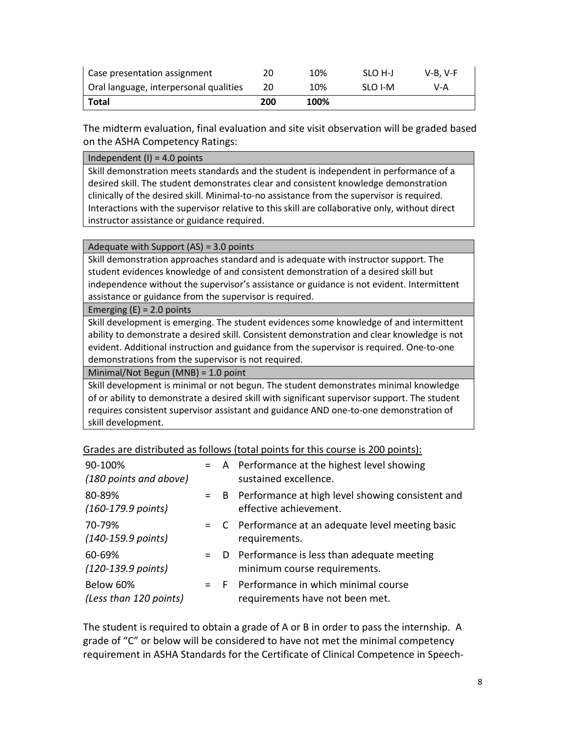| Case presentation assignment | 20 | 10% | SLO H-J | V-B, V-F |
|---|---|---|---|---|
| Oral language, interpersonal qualities | 20 | 10% | SLO I-M | V-A |
| **Total** | **200** | **100%** | | |

The midterm evaluation, final evaluation and site visit observation will be graded based on the ASHA Competency Ratings:

| Independent (I) = 4.0 points |
|---|
| Skill demonstration meets standards and the student is independent in performance of a desired skill. The student demonstrates clear and consistent knowledge demonstration clinically of the desired skill. Minimal-to-no assistance from the supervisor is required. Interactions with the supervisor relative to this skill are collaborative only, without direct instructor assistance or guidance required. |

| Adequate with Support (AS) = 3.0 points |
|---|
| Skill demonstration approaches standard and is adequate with instructor support. The student evidences knowledge of and consistent demonstration of a desired skill but independence without the supervisor's assistance or guidance is not evident. Intermittent assistance or guidance from the supervisor is required. |
| Emerging (E) = 2.0 points |
| Skill development is emerging. The student evidences some knowledge of and intermittent ability to demonstrate a desired skill. Consistent demonstration and clear knowledge is not evident. Additional instruction and guidance from the supervisor is required. One-to-one demonstrations from the supervisor is not required. |
| Minimal/Not Begun (MNB) = 1.0 point |
| Skill development is minimal or not begun. The student demonstrates minimal knowledge of or ability to demonstrate a desired skill with significant supervisor support. The student requires consistent supervisor assistant and guidance AND one-to-one demonstration of skill development. |

Grades are distributed as follows (total points for this course is 200 points):

| | | | |
|---|---|---|---|
| 90-100% *(180 points and above)* | = | A | Performance at the highest level showing sustained excellence. |
| 80-89% *(160-179.9 points)* | = | B | Performance at high level showing consistent and effective achievement. |
| 70-79% *(140-159.9 points)* | = | C | Performance at an adequate level meeting basic requirements. |
| 60-69% *(120-139.9 points)* | = | D | Performance is less than adequate meeting minimum course requirements. |
| Below 60% *(Less than 120 points)* | = | F | Performance in which minimal course requirements have not been met. |

The student is required to obtain a grade of A or B in order to pass the internship. A grade of "C" or below will be considered to have not met the minimal competency requirement in ASHA Standards for the Certificate of Clinical Competence in Speech-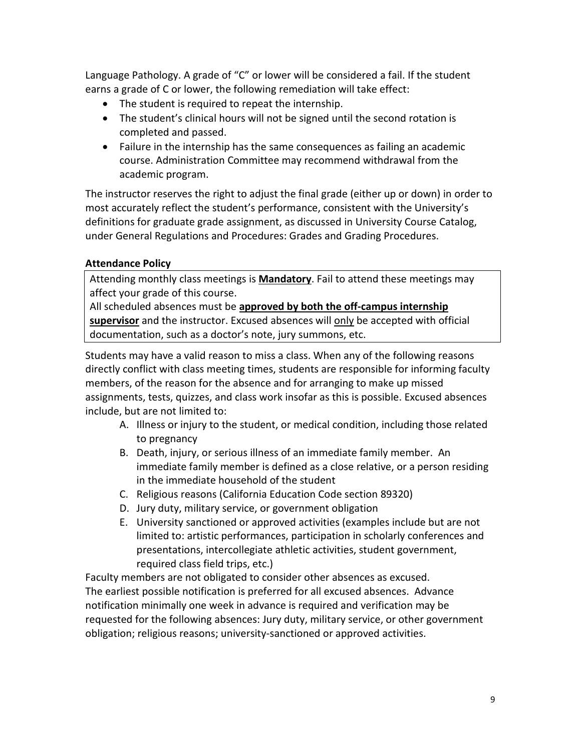Language Pathology. A grade of “C” or lower will be considered a fail. If the student earns a grade of C or lower, the following remediation will take effect:

- The student is required to repeat the internship.
- The student’s clinical hours will not be signed until the second rotation is completed and passed.
- Failure in the internship has the same consequences as failing an academic course. Administration Committee may recommend withdrawal from the academic program.

The instructor reserves the right to adjust the final grade (either up or down) in order to most accurately reflect the student’s performance, consistent with the University’s definitions for graduate grade assignment, as discussed in University Course Catalog, under General Regulations and Procedures: Grades and Grading Procedures.

### Attendance Policy

Attending monthly class meetings is **<u>Mandatory</u>**. Fail to attend these meetings may affect your grade of this course.
All scheduled absences must be **<u>approved by both the off-campus internship supervisor</u>** and the instructor. Excused absences will <u>only</u> be accepted with official documentation, such as a doctor’s note, jury summons, etc.

Students may have a valid reason to miss a class. When any of the following reasons directly conflict with class meeting times, students are responsible for informing faculty members, of the reason for the absence and for arranging to make up missed assignments, tests, quizzes, and class work insofar as this is possible. Excused absences include, but are not limited to:

A. Illness or injury to the student, or medical condition, including those related to pregnancy
B. Death, injury, or serious illness of an immediate family member. An immediate family member is defined as a close relative, or a person residing in the immediate household of the student
C. Religious reasons (California Education Code section 89320)
D. Jury duty, military service, or government obligation
E. University sanctioned or approved activities (examples include but are not limited to: artistic performances, participation in scholarly conferences and presentations, intercollegiate athletic activities, student government, required class field trips, etc.)

Faculty members are not obligated to consider other absences as excused.
The earliest possible notification is preferred for all excused absences. Advance notification minimally one week in advance is required and verification may be requested for the following absences: Jury duty, military service, or other government obligation; religious reasons; university-sanctioned or approved activities.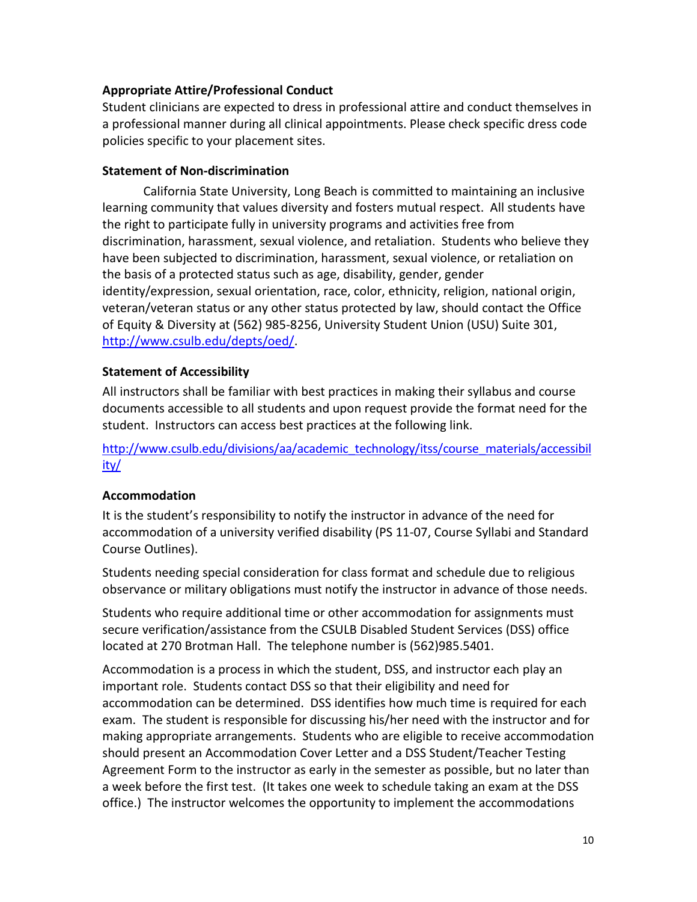**Appropriate Attire/Professional Conduct**

Student clinicians are expected to dress in professional attire and conduct themselves in a professional manner during all clinical appointments. Please check specific dress code policies specific to your placement sites.

**Statement of Non-discrimination**

California State University, Long Beach is committed to maintaining an inclusive learning community that values diversity and fosters mutual respect. All students have the right to participate fully in university programs and activities free from discrimination, harassment, sexual violence, and retaliation. Students who believe they have been subjected to discrimination, harassment, sexual violence, or retaliation on the basis of a protected status such as age, disability, gender, gender identity/expression, sexual orientation, race, color, ethnicity, religion, national origin, veteran/veteran status or any other status protected by law, should contact the Office of Equity & Diversity at (562) 985-8256, University Student Union (USU) Suite 301, http://www.csulb.edu/depts/oed/.

**Statement of Accessibility**

All instructors shall be familiar with best practices in making their syllabus and course documents accessible to all students and upon request provide the format need for the student. Instructors can access best practices at the following link.

http://www.csulb.edu/divisions/aa/academic_technology/itss/course_materials/accessibility/

**Accommodation**

It is the student's responsibility to notify the instructor in advance of the need for accommodation of a university verified disability (PS 11-07, Course Syllabi and Standard Course Outlines).

Students needing special consideration for class format and schedule due to religious observance or military obligations must notify the instructor in advance of those needs.

Students who require additional time or other accommodation for assignments must secure verification/assistance from the CSULB Disabled Student Services (DSS) office located at 270 Brotman Hall. The telephone number is (562)985.5401.

Accommodation is a process in which the student, DSS, and instructor each play an important role. Students contact DSS so that their eligibility and need for accommodation can be determined. DSS identifies how much time is required for each exam. The student is responsible for discussing his/her need with the instructor and for making appropriate arrangements. Students who are eligible to receive accommodation should present an Accommodation Cover Letter and a DSS Student/Teacher Testing Agreement Form to the instructor as early in the semester as possible, but no later than a week before the first test. (It takes one week to schedule taking an exam at the DSS office.) The instructor welcomes the opportunity to implement the accommodations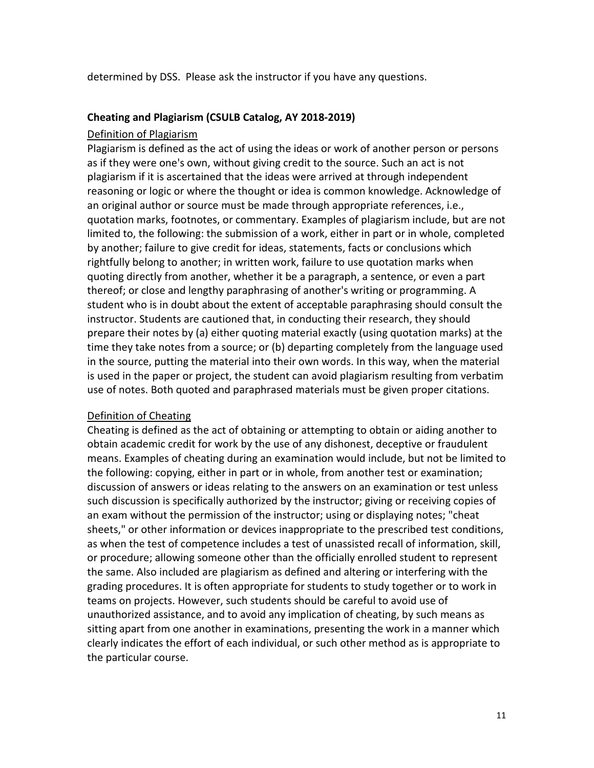determined by DSS. Please ask the instructor if you have any questions.

**Cheating and Plagiarism (CSULB Catalog, AY 2018-2019)**

Definition of Plagiarism

Plagiarism is defined as the act of using the ideas or work of another person or persons as if they were one's own, without giving credit to the source. Such an act is not plagiarism if it is ascertained that the ideas were arrived at through independent reasoning or logic or where the thought or idea is common knowledge. Acknowledge of an original author or source must be made through appropriate references, i.e., quotation marks, footnotes, or commentary. Examples of plagiarism include, but are not limited to, the following: the submission of a work, either in part or in whole, completed by another; failure to give credit for ideas, statements, facts or conclusions which rightfully belong to another; in written work, failure to use quotation marks when quoting directly from another, whether it be a paragraph, a sentence, or even a part thereof; or close and lengthy paraphrasing of another's writing or programming. A student who is in doubt about the extent of acceptable paraphrasing should consult the instructor. Students are cautioned that, in conducting their research, they should prepare their notes by (a) either quoting material exactly (using quotation marks) at the time they take notes from a source; or (b) departing completely from the language used in the source, putting the material into their own words. In this way, when the material is used in the paper or project, the student can avoid plagiarism resulting from verbatim use of notes. Both quoted and paraphrased materials must be given proper citations.

Definition of Cheating

Cheating is defined as the act of obtaining or attempting to obtain or aiding another to obtain academic credit for work by the use of any dishonest, deceptive or fraudulent means. Examples of cheating during an examination would include, but not be limited to the following: copying, either in part or in whole, from another test or examination; discussion of answers or ideas relating to the answers on an examination or test unless such discussion is specifically authorized by the instructor; giving or receiving copies of an exam without the permission of the instructor; using or displaying notes; "cheat sheets," or other information or devices inappropriate to the prescribed test conditions, as when the test of competence includes a test of unassisted recall of information, skill, or procedure; allowing someone other than the officially enrolled student to represent the same. Also included are plagiarism as defined and altering or interfering with the grading procedures. It is often appropriate for students to study together or to work in teams on projects. However, such students should be careful to avoid use of unauthorized assistance, and to avoid any implication of cheating, by such means as sitting apart from one another in examinations, presenting the work in a manner which clearly indicates the effort of each individual, or such other method as is appropriate to the particular course.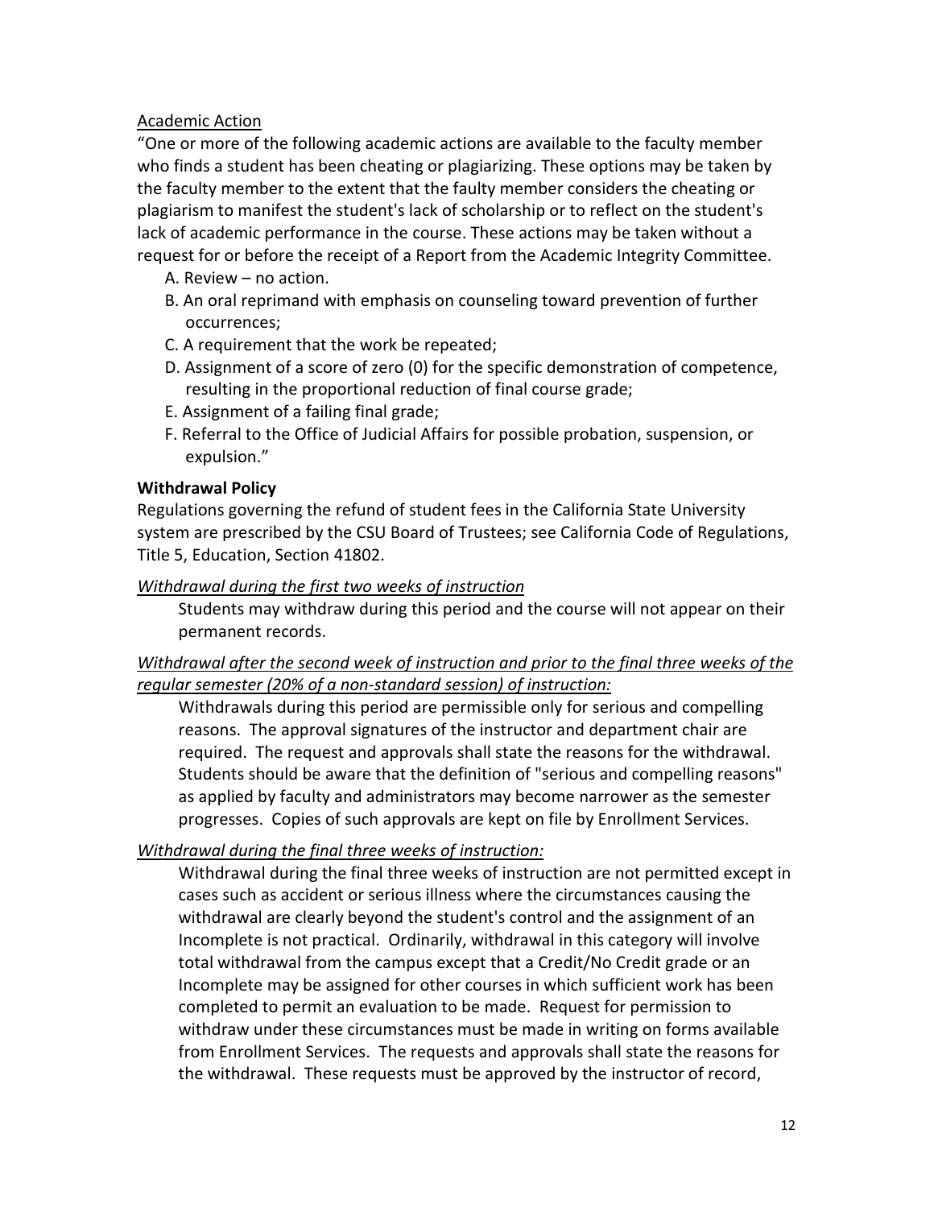Academic Action

"One or more of the following academic actions are available to the faculty member who finds a student has been cheating or plagiarizing. These options may be taken by the faculty member to the extent that the faulty member considers the cheating or plagiarism to manifest the student's lack of scholarship or to reflect on the student's lack of academic performance in the course. These actions may be taken without a request for or before the receipt of a Report from the Academic Integrity Committee.

A. Review – no action.
B. An oral reprimand with emphasis on counseling toward prevention of further occurrences;
C. A requirement that the work be repeated;
D. Assignment of a score of zero (0) for the specific demonstration of competence, resulting in the proportional reduction of final course grade;
E. Assignment of a failing final grade;
F. Referral to the Office of Judicial Affairs for possible probation, suspension, or expulsion."

**Withdrawal Policy**

Regulations governing the refund of student fees in the California State University system are prescribed by the CSU Board of Trustees; see California Code of Regulations, Title 5, Education, Section 41802.

*Withdrawal during the first two weeks of instruction*

Students may withdraw during this period and the course will not appear on their permanent records.

*Withdrawal after the second week of instruction and prior to the final three weeks of the regular semester (20% of a non-standard session) of instruction:*

Withdrawals during this period are permissible only for serious and compelling reasons. The approval signatures of the instructor and department chair are required. The request and approvals shall state the reasons for the withdrawal. Students should be aware that the definition of "serious and compelling reasons" as applied by faculty and administrators may become narrower as the semester progresses. Copies of such approvals are kept on file by Enrollment Services.

*Withdrawal during the final three weeks of instruction:*

Withdrawal during the final three weeks of instruction are not permitted except in cases such as accident or serious illness where the circumstances causing the withdrawal are clearly beyond the student's control and the assignment of an Incomplete is not practical. Ordinarily, withdrawal in this category will involve total withdrawal from the campus except that a Credit/No Credit grade or an Incomplete may be assigned for other courses in which sufficient work has been completed to permit an evaluation to be made. Request for permission to withdraw under these circumstances must be made in writing on forms available from Enrollment Services. The requests and approvals shall state the reasons for the withdrawal. These requests must be approved by the instructor of record,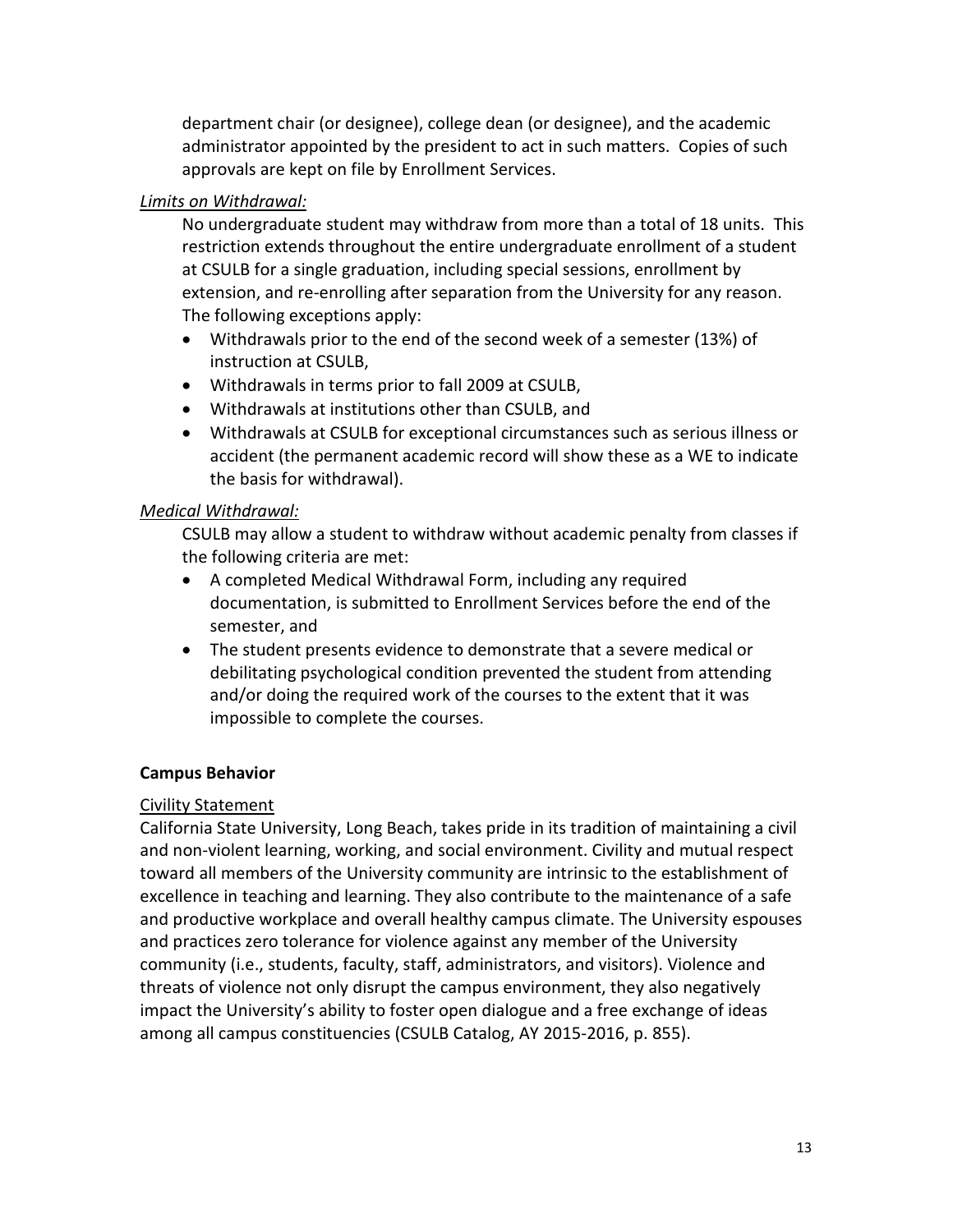department chair (or designee), college dean (or designee), and the academic administrator appointed by the president to act in such matters. Copies of such approvals are kept on file by Enrollment Services.

*Limits on Withdrawal:*

No undergraduate student may withdraw from more than a total of 18 units. This restriction extends throughout the entire undergraduate enrollment of a student at CSULB for a single graduation, including special sessions, enrollment by extension, and re-enrolling after separation from the University for any reason. The following exceptions apply:

- Withdrawals prior to the end of the second week of a semester (13%) of instruction at CSULB,
- Withdrawals in terms prior to fall 2009 at CSULB,
- Withdrawals at institutions other than CSULB, and
- Withdrawals at CSULB for exceptional circumstances such as serious illness or accident (the permanent academic record will show these as a WE to indicate the basis for withdrawal).

*Medical Withdrawal:*

CSULB may allow a student to withdraw without academic penalty from classes if the following criteria are met:

- A completed Medical Withdrawal Form, including any required documentation, is submitted to Enrollment Services before the end of the semester, and
- The student presents evidence to demonstrate that a severe medical or debilitating psychological condition prevented the student from attending and/or doing the required work of the courses to the extent that it was impossible to complete the courses.

**Campus Behavior**

Civility Statement

California State University, Long Beach, takes pride in its tradition of maintaining a civil and non-violent learning, working, and social environment. Civility and mutual respect toward all members of the University community are intrinsic to the establishment of excellence in teaching and learning. They also contribute to the maintenance of a safe and productive workplace and overall healthy campus climate. The University espouses and practices zero tolerance for violence against any member of the University community (i.e., students, faculty, staff, administrators, and visitors). Violence and threats of violence not only disrupt the campus environment, they also negatively impact the University's ability to foster open dialogue and a free exchange of ideas among all campus constituencies (CSULB Catalog, AY 2015-2016, p. 855).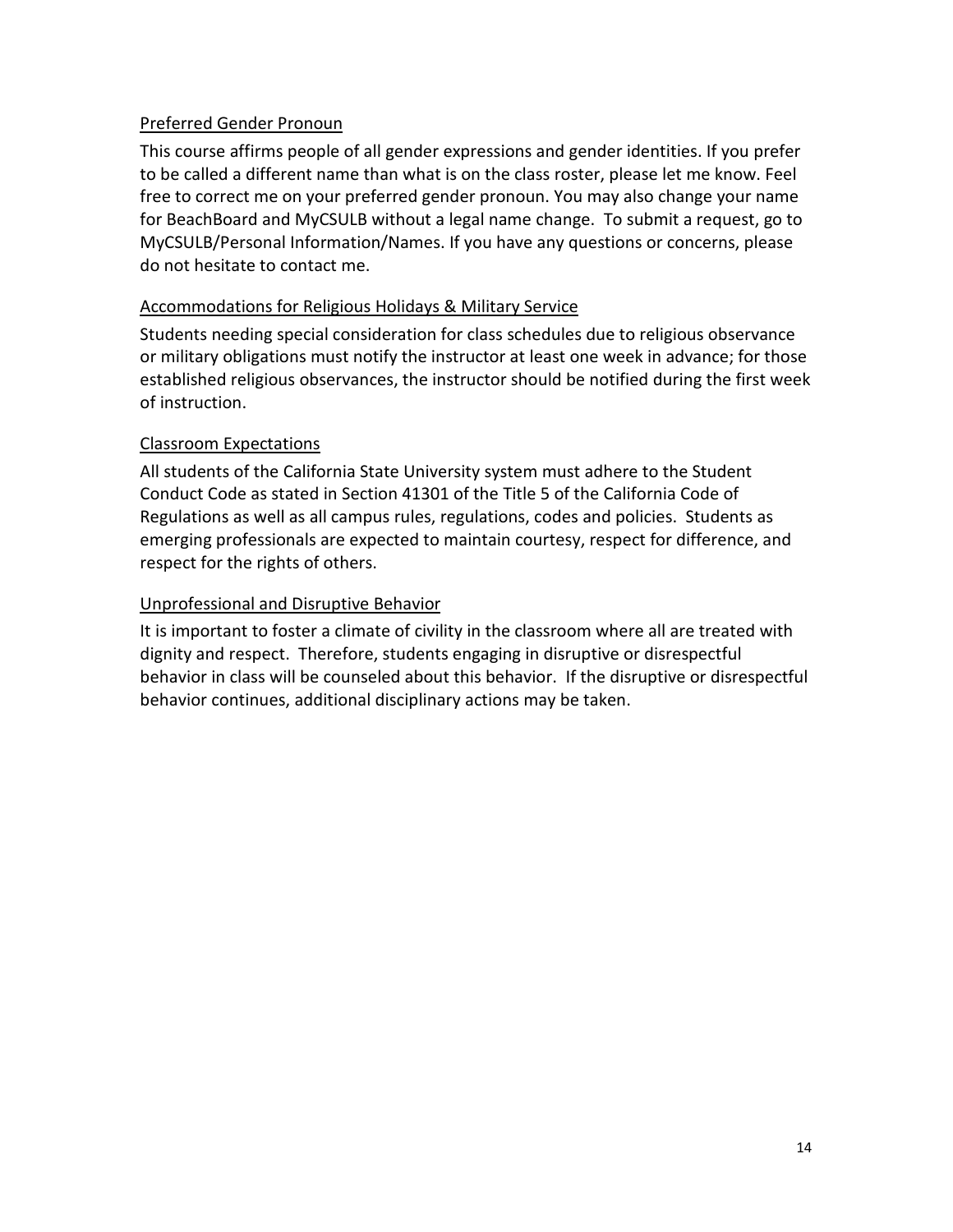### Preferred Gender Pronoun

This course affirms people of all gender expressions and gender identities. If you prefer to be called a different name than what is on the class roster, please let me know. Feel free to correct me on your preferred gender pronoun. You may also change your name for BeachBoard and MyCSULB without a legal name change. To submit a request, go to MyCSULB/Personal Information/Names. If you have any questions or concerns, please do not hesitate to contact me.

### Accommodations for Religious Holidays & Military Service

Students needing special consideration for class schedules due to religious observance or military obligations must notify the instructor at least one week in advance; for those established religious observances, the instructor should be notified during the first week of instruction.

### Classroom Expectations

All students of the California State University system must adhere to the Student Conduct Code as stated in Section 41301 of the Title 5 of the California Code of Regulations as well as all campus rules, regulations, codes and policies. Students as emerging professionals are expected to maintain courtesy, respect for difference, and respect for the rights of others.

### Unprofessional and Disruptive Behavior

It is important to foster a climate of civility in the classroom where all are treated with dignity and respect. Therefore, students engaging in disruptive or disrespectful behavior in class will be counseled about this behavior. If the disruptive or disrespectful behavior continues, additional disciplinary actions may be taken.